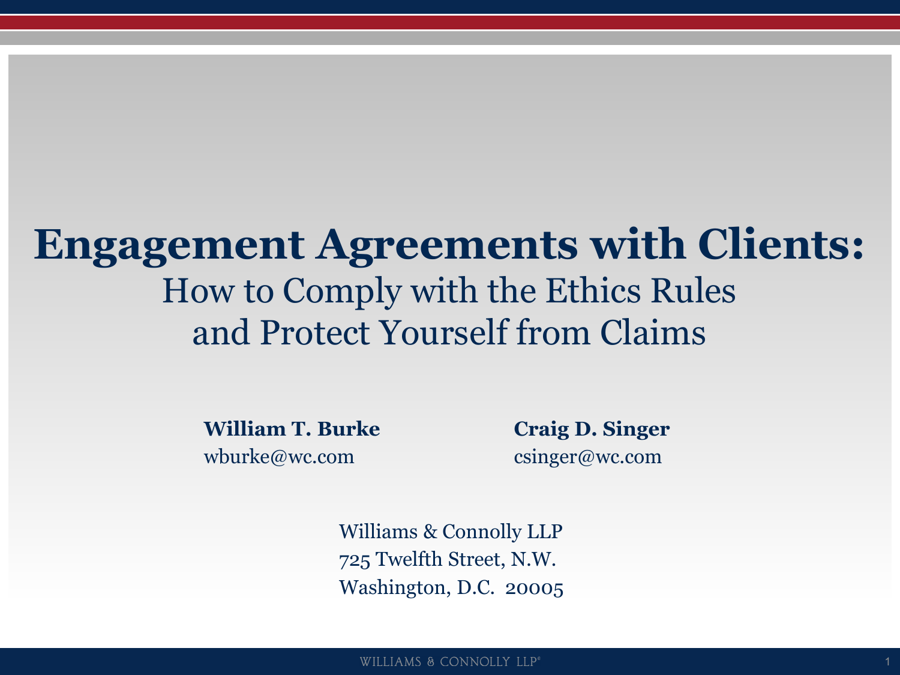# Engagement Agreements with Clients:

## How to Comply with the Ethics Rules and Protect Yourself from Claims

**William T. Burke**
wburke@wc.com

**Craig D. Singer**
csinger@wc.com

Williams & Connolly LLP
725 Twelfth Street, N.W.
Washington, D.C. 20005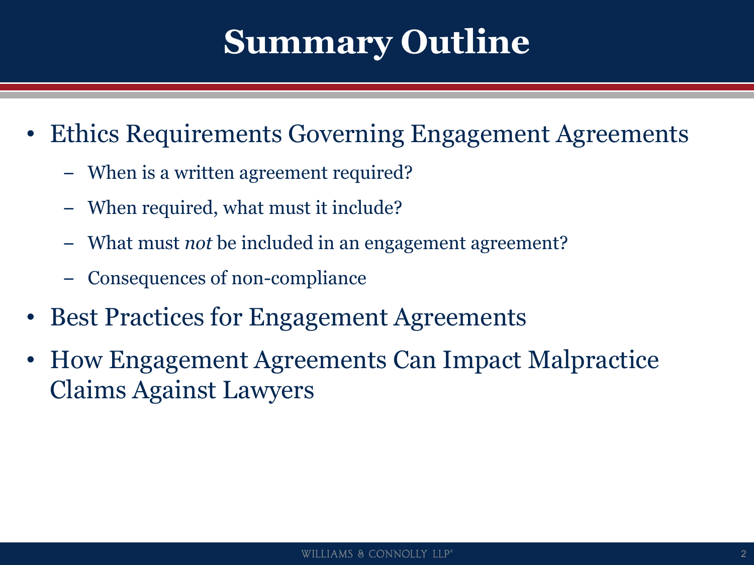# Summary Outline

- Ethics Requirements Governing Engagement Agreements
  - When is a written agreement required?
  - When required, what must it include?
  - What must *not* be included in an engagement agreement?
  - Consequences of non-compliance
- Best Practices for Engagement Agreements
- How Engagement Agreements Can Impact Malpractice Claims Against Lawyers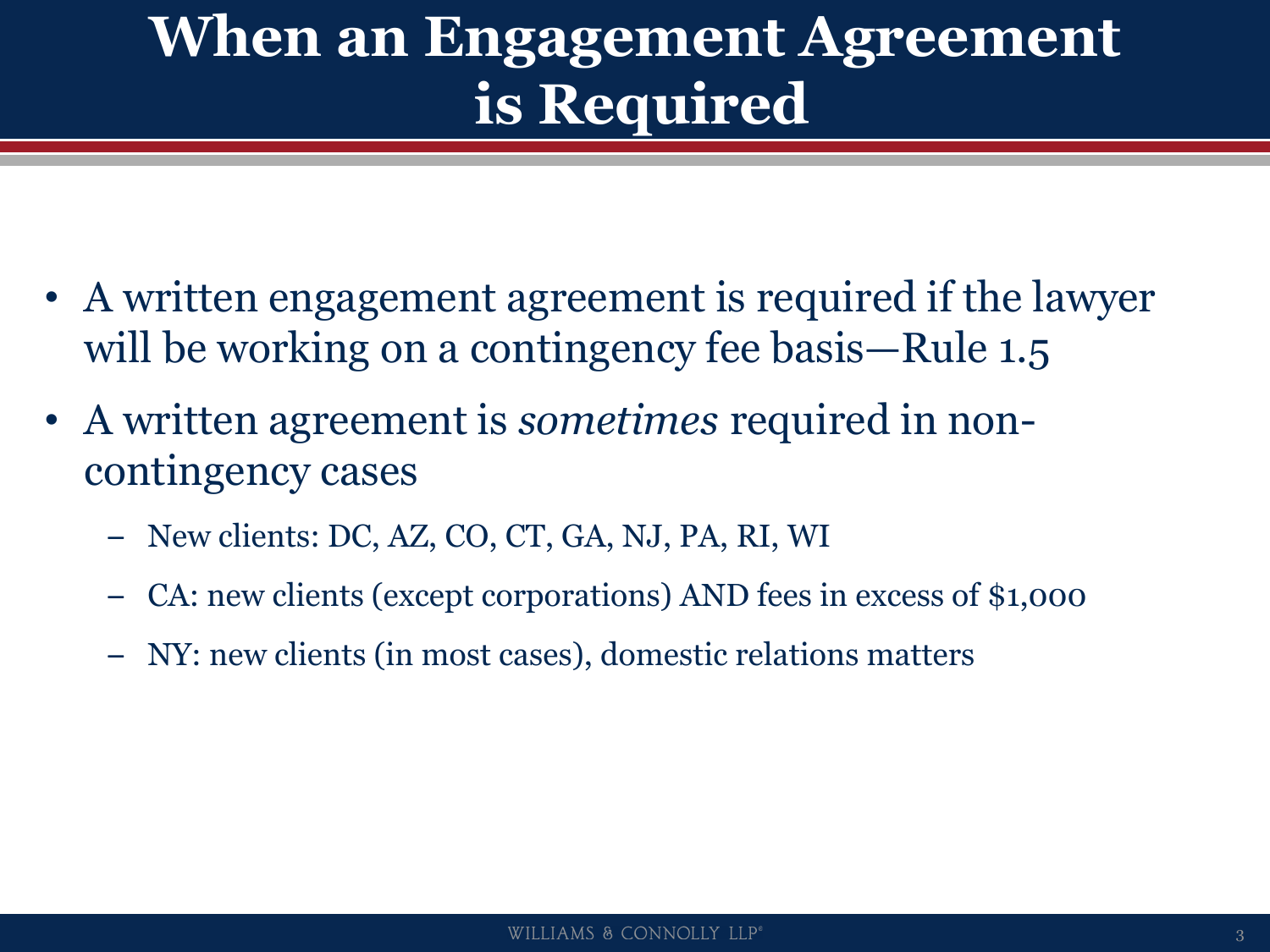# When an Engagement Agreement is Required

- A written engagement agreement is required if the lawyer will be working on a contingency fee basis—Rule 1.5
- A written agreement is *sometimes* required in non-contingency cases
  - New clients: DC, AZ, CO, CT, GA, NJ, PA, RI, WI
  - CA: new clients (except corporations) AND fees in excess of $1,000
  - NY: new clients (in most cases), domestic relations matters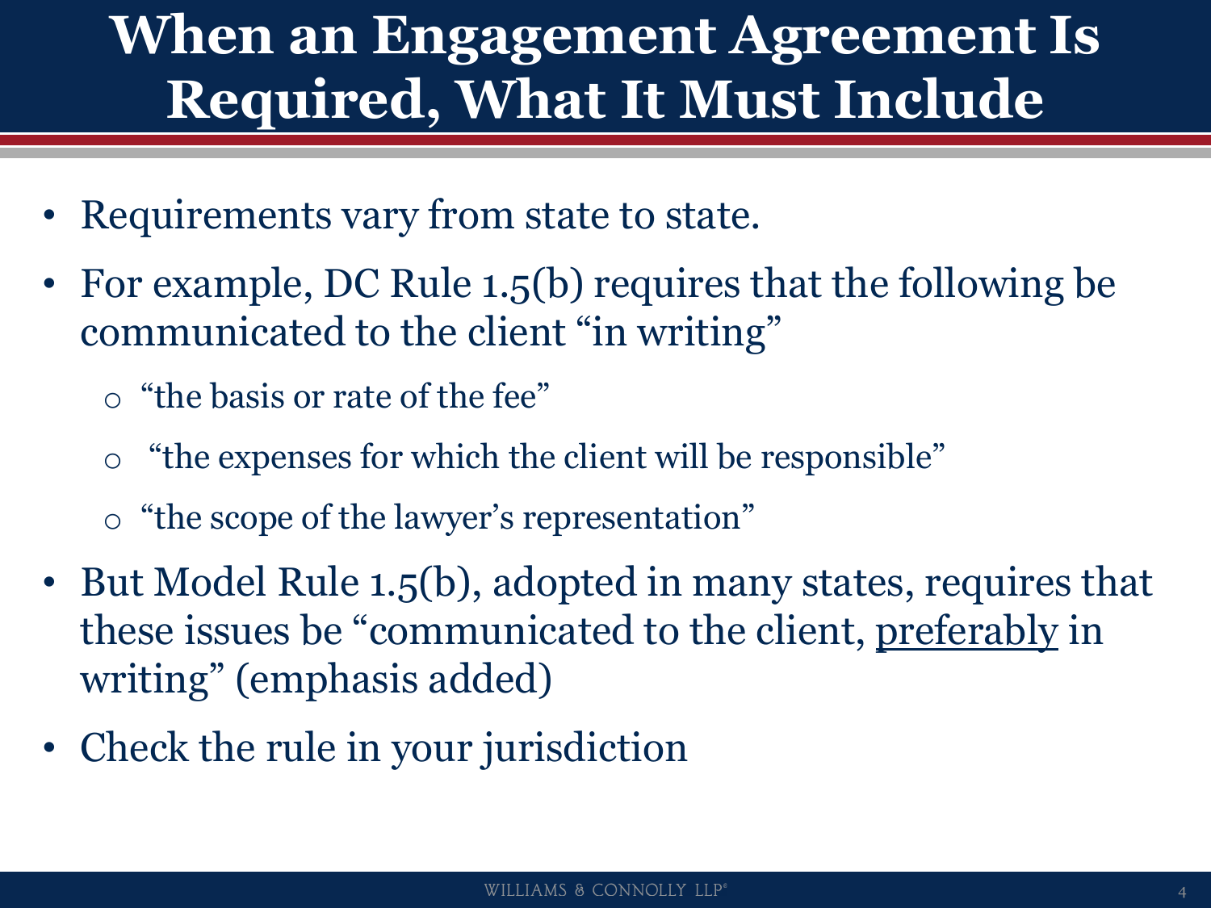# When an Engagement Agreement Is Required, What It Must Include

- Requirements vary from state to state.
- For example, DC Rule 1.5(b) requires that the following be communicated to the client "in writing"
  - "the basis or rate of the fee"
  - "the expenses for which the client will be responsible"
  - "the scope of the lawyer's representation"
- But Model Rule 1.5(b), adopted in many states, requires that these issues be "communicated to the client, <u>preferably</u> in writing" (emphasis added)
- Check the rule in your jurisdiction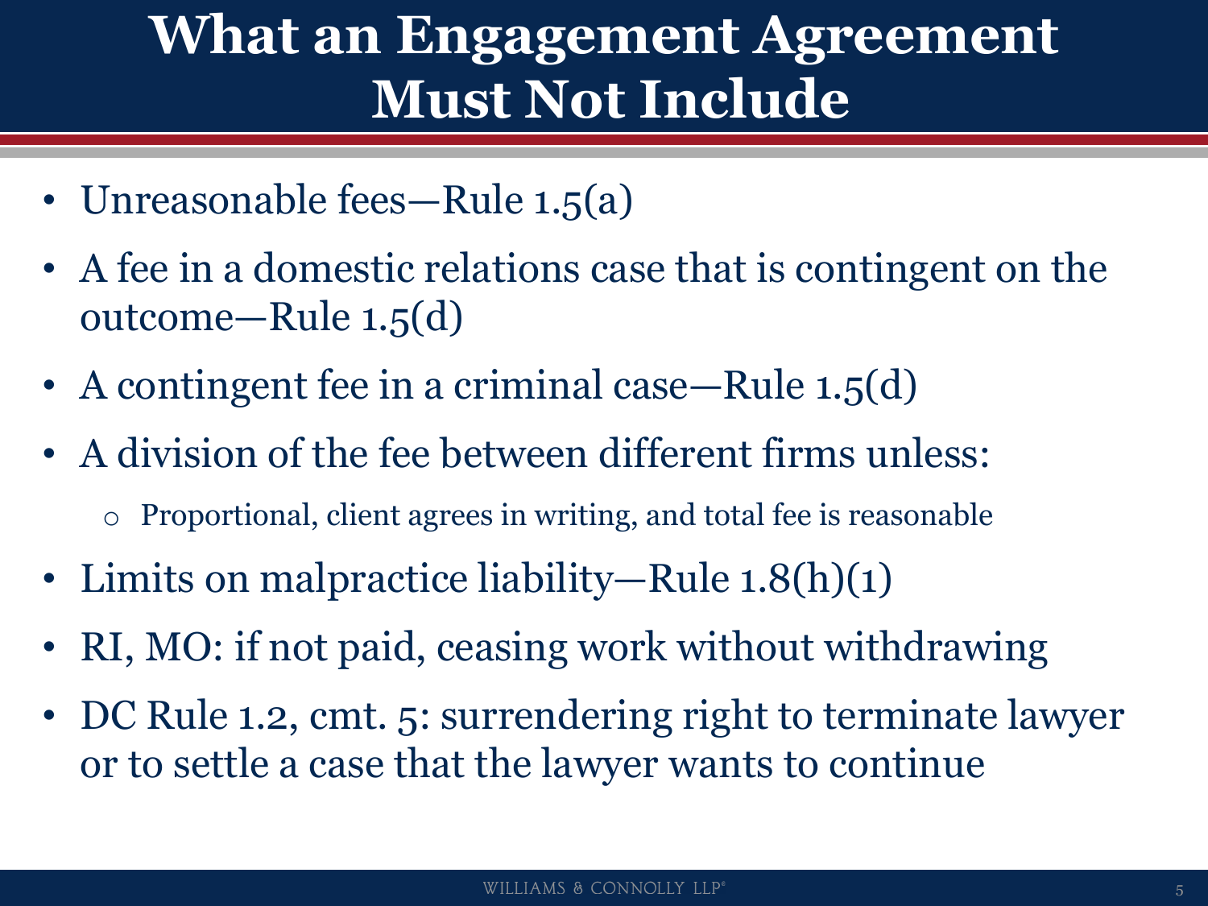# What an Engagement Agreement Must Not Include

- Unreasonable fees—Rule 1.5(a)
- A fee in a domestic relations case that is contingent on the outcome—Rule 1.5(d)
- A contingent fee in a criminal case—Rule 1.5(d)
- A division of the fee between different firms unless:
  - Proportional, client agrees in writing, and total fee is reasonable
- Limits on malpractice liability—Rule 1.8(h)(1)
- RI, MO: if not paid, ceasing work without withdrawing
- DC Rule 1.2, cmt. 5: surrendering right to terminate lawyer or to settle a case that the lawyer wants to continue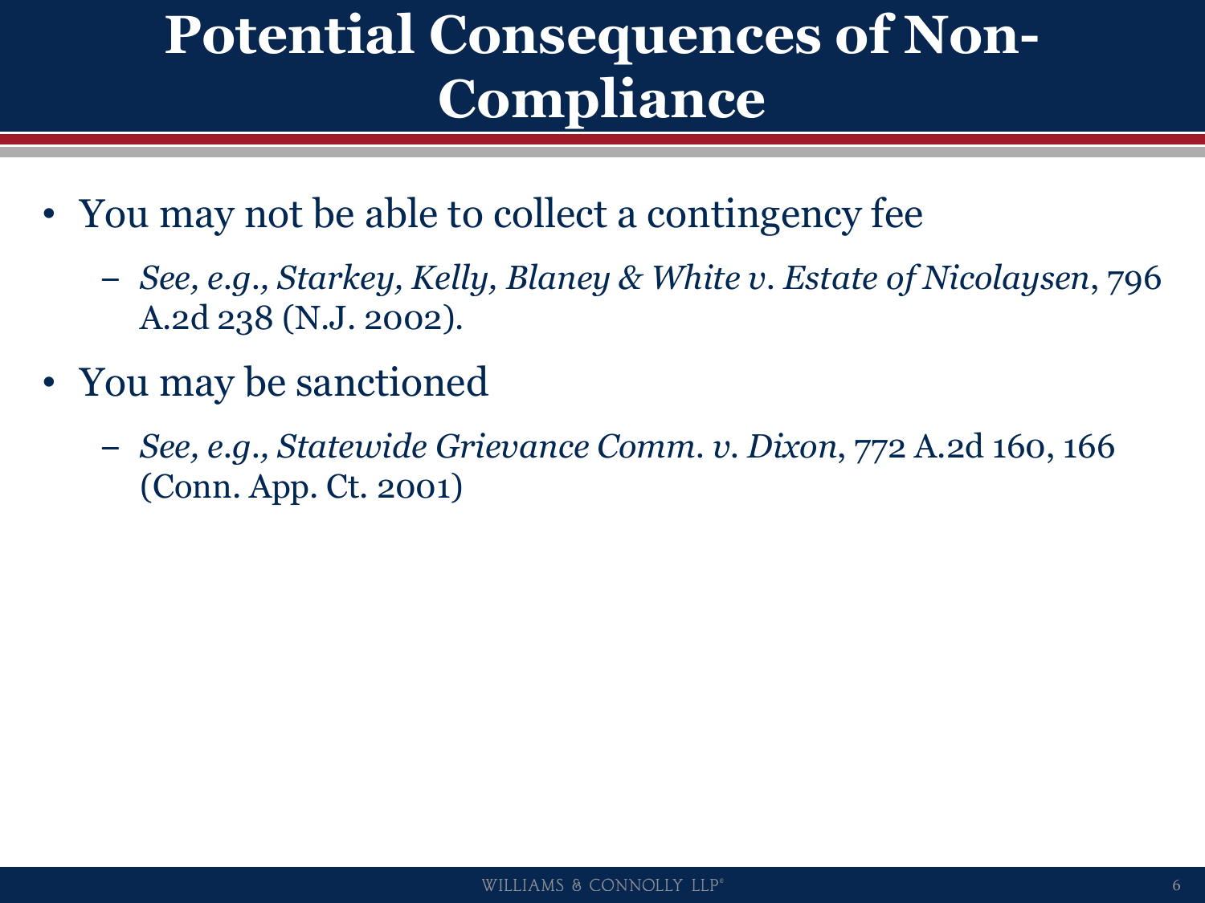# Potential Consequences of Non-Compliance

- You may not be able to collect a contingency fee
  - *See, e.g., Starkey, Kelly, Blaney & White v. Estate of Nicolaysen*, 796 A.2d 238 (N.J. 2002).
- You may be sanctioned
  - *See, e.g., Statewide Grievance Comm. v. Dixon*, 772 A.2d 160, 166 (Conn. App. Ct. 2001)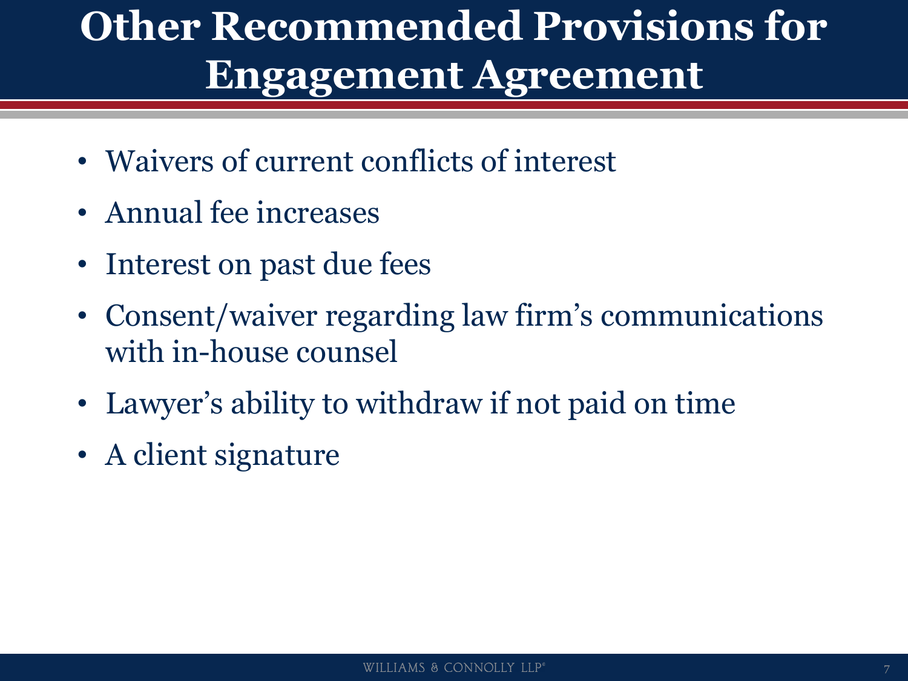# Other Recommended Provisions for Engagement Agreement

- Waivers of current conflicts of interest
- Annual fee increases
- Interest on past due fees
- Consent/waiver regarding law firm's communications with in-house counsel
- Lawyer's ability to withdraw if not paid on time
- A client signature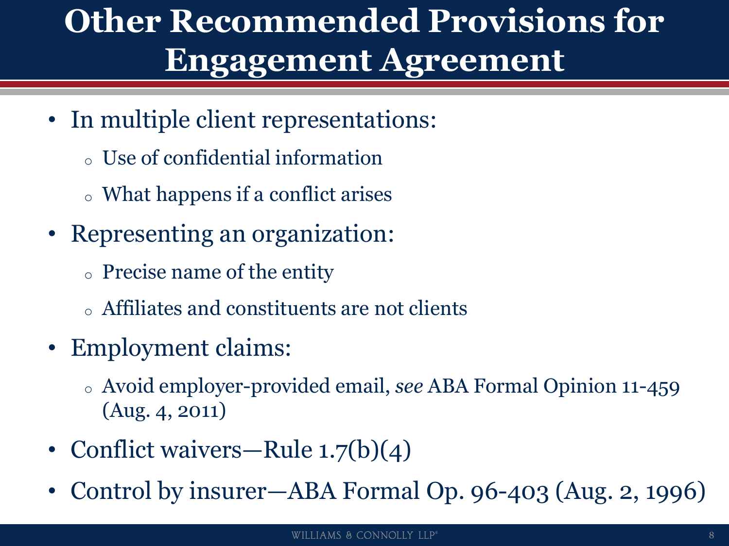# Other Recommended Provisions for Engagement Agreement

- In multiple client representations:
  - Use of confidential information
  - What happens if a conflict arises
- Representing an organization:
  - Precise name of the entity
  - Affiliates and constituents are not clients
- Employment claims:
  - Avoid employer-provided email, *see* ABA Formal Opinion 11-459 (Aug. 4, 2011)
- Conflict waivers—Rule 1.7(b)(4)
- Control by insurer—ABA Formal Op. 96-403 (Aug. 2, 1996)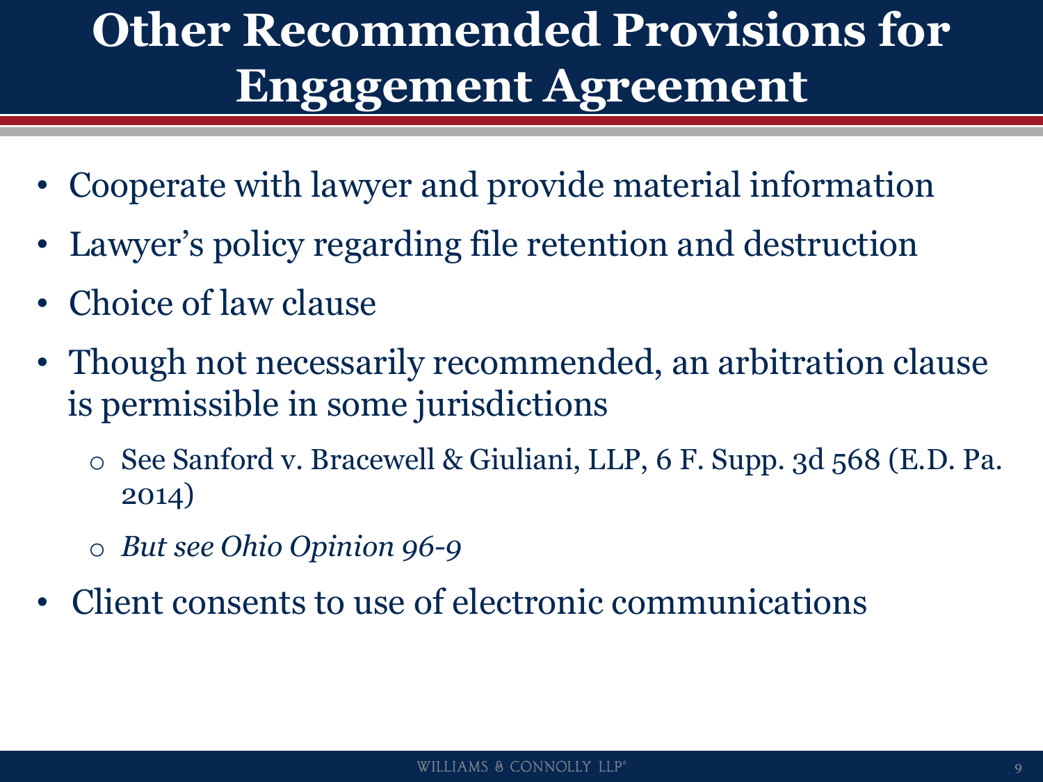# Other Recommended Provisions for Engagement Agreement

- Cooperate with lawyer and provide material information
- Lawyer's policy regarding file retention and destruction
- Choice of law clause
- Though not necessarily recommended, an arbitration clause is permissible in some jurisdictions
  - See Sanford v. Bracewell & Giuliani, LLP, 6 F. Supp. 3d 568 (E.D. Pa. 2014)
  - *But see Ohio Opinion 96-9*
- Client consents to use of electronic communications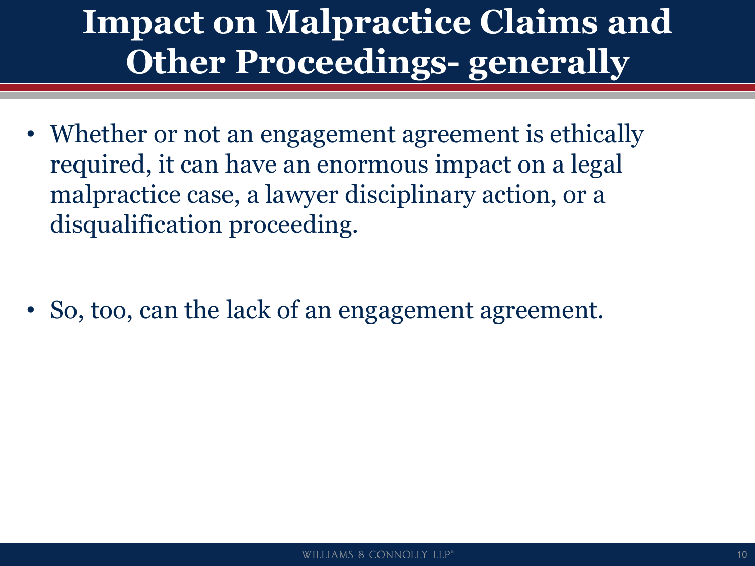# Impact on Malpractice Claims and Other Proceedings- generally

- Whether or not an engagement agreement is ethically required, it can have an enormous impact on a legal malpractice case, a lawyer disciplinary action, or a disqualification proceeding.

- So, too, can the lack of an engagement agreement.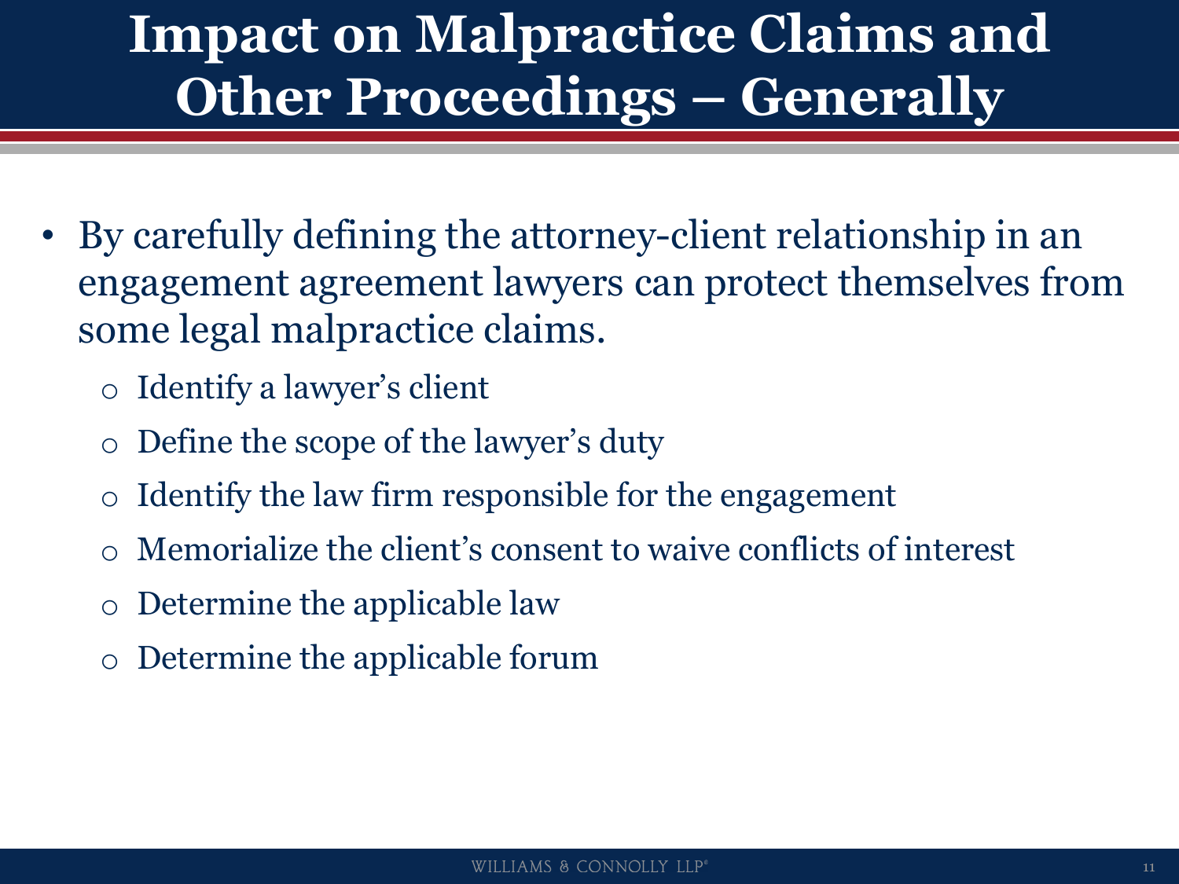# Impact on Malpractice Claims and Other Proceedings – Generally

- By carefully defining the attorney-client relationship in an engagement agreement lawyers can protect themselves from some legal malpractice claims.
  - Identify a lawyer's client
  - Define the scope of the lawyer's duty
  - Identify the law firm responsible for the engagement
  - Memorialize the client's consent to waive conflicts of interest
  - Determine the applicable law
  - Determine the applicable forum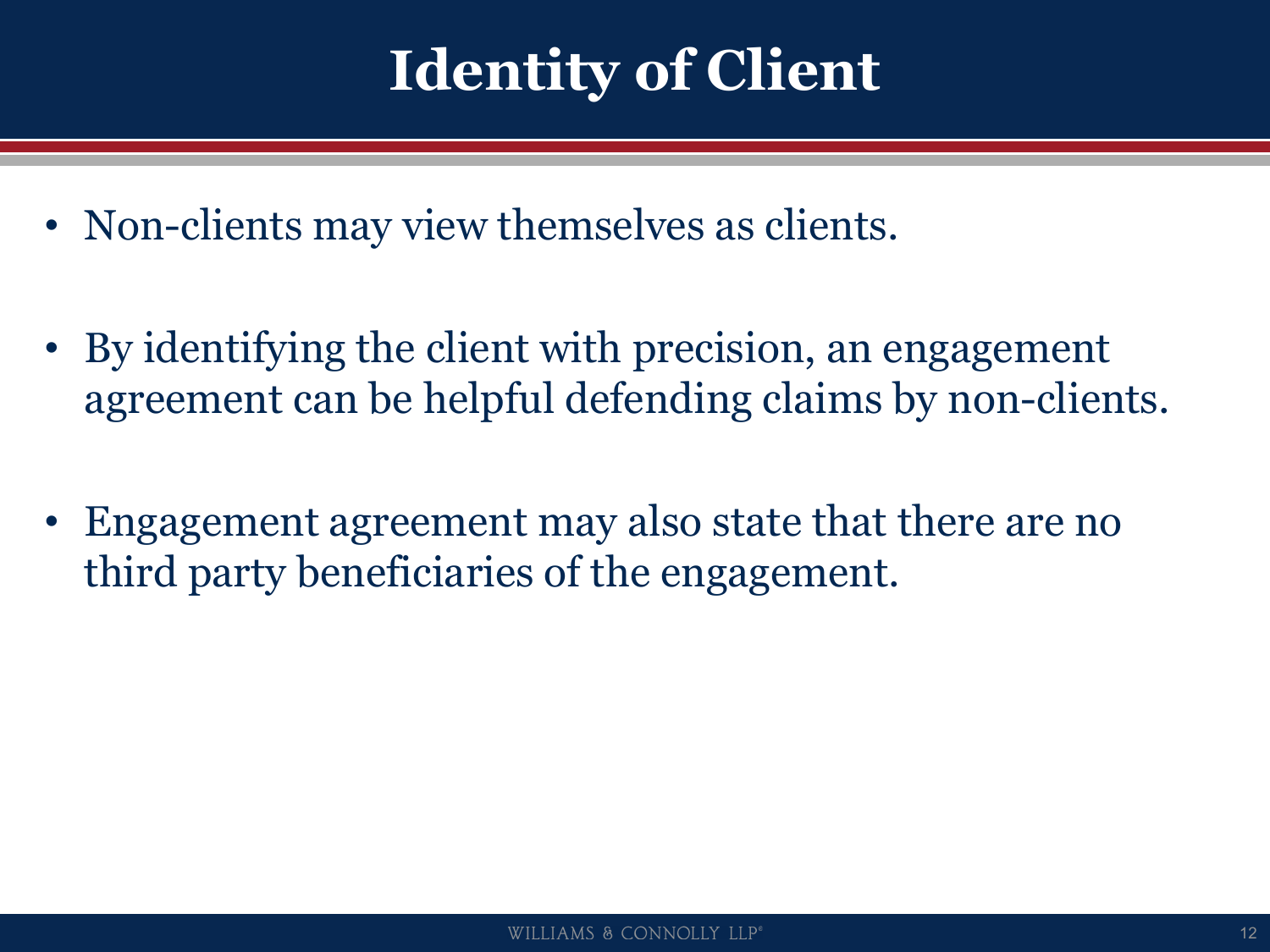# Identity of Client

- Non-clients may view themselves as clients.
- By identifying the client with precision, an engagement agreement can be helpful defending claims by non-clients.
- Engagement agreement may also state that there are no third party beneficiaries of the engagement.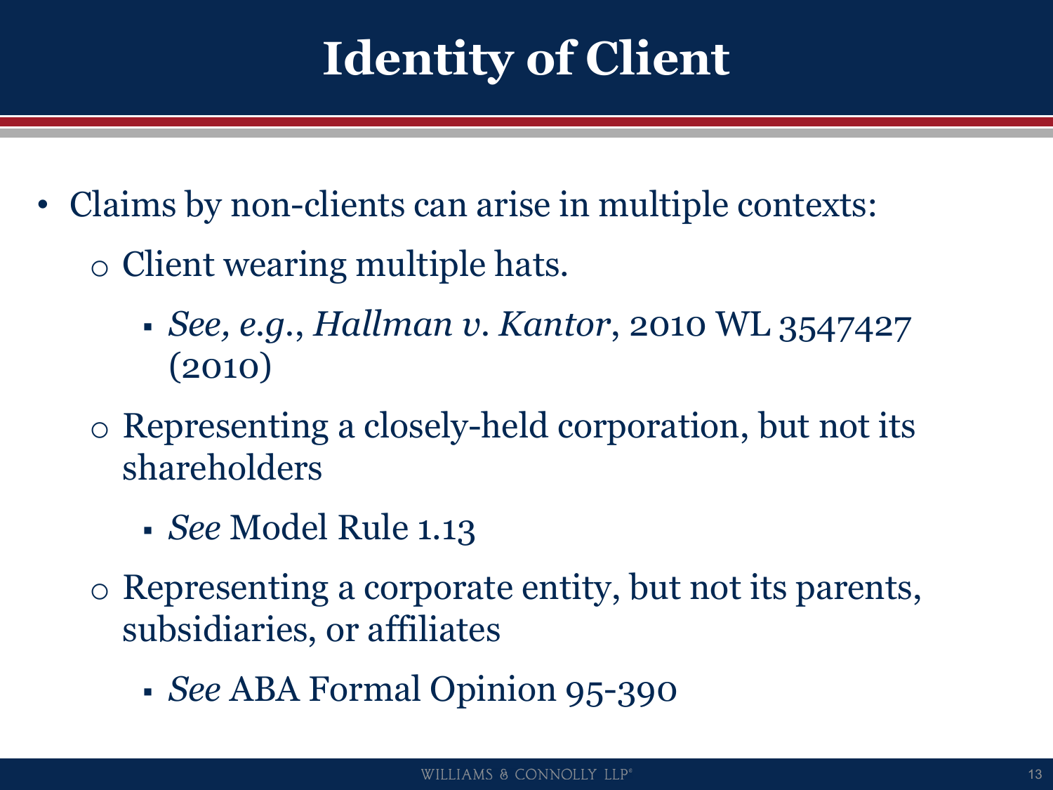# Identity of Client

- Claims by non-clients can arise in multiple contexts:
  - Client wearing multiple hats.
    - *See, e.g.*, *Hallman v. Kantor*, 2010 WL 3547427 (2010)
  - Representing a closely-held corporation, but not its shareholders
    - *See* Model Rule 1.13
  - Representing a corporate entity, but not its parents, subsidiaries, or affiliates
    - *See* ABA Formal Opinion 95-390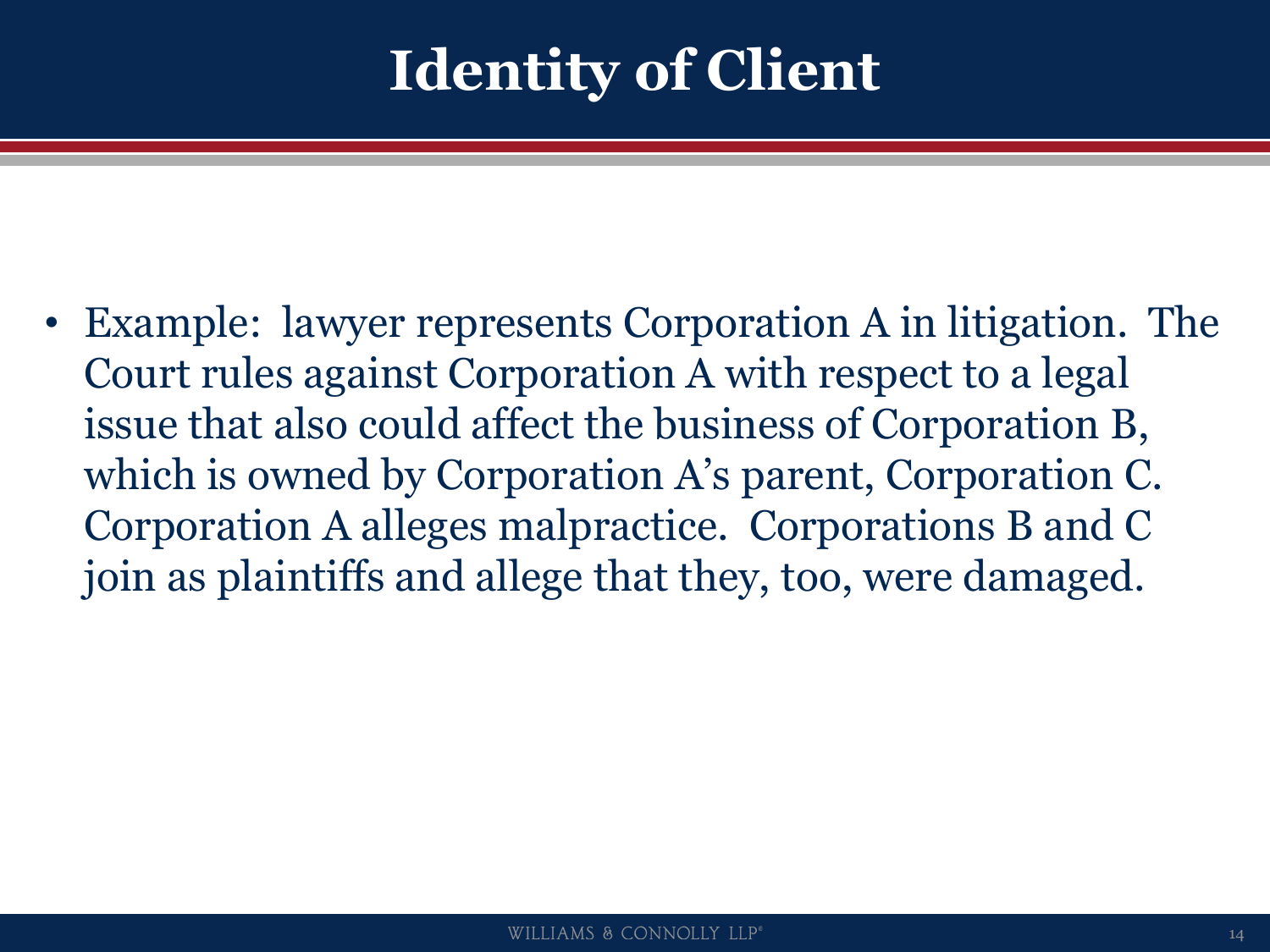# Identity of Client

- Example: lawyer represents Corporation A in litigation. The Court rules against Corporation A with respect to a legal issue that also could affect the business of Corporation B, which is owned by Corporation A's parent, Corporation C. Corporation A alleges malpractice. Corporations B and C join as plaintiffs and allege that they, too, were damaged.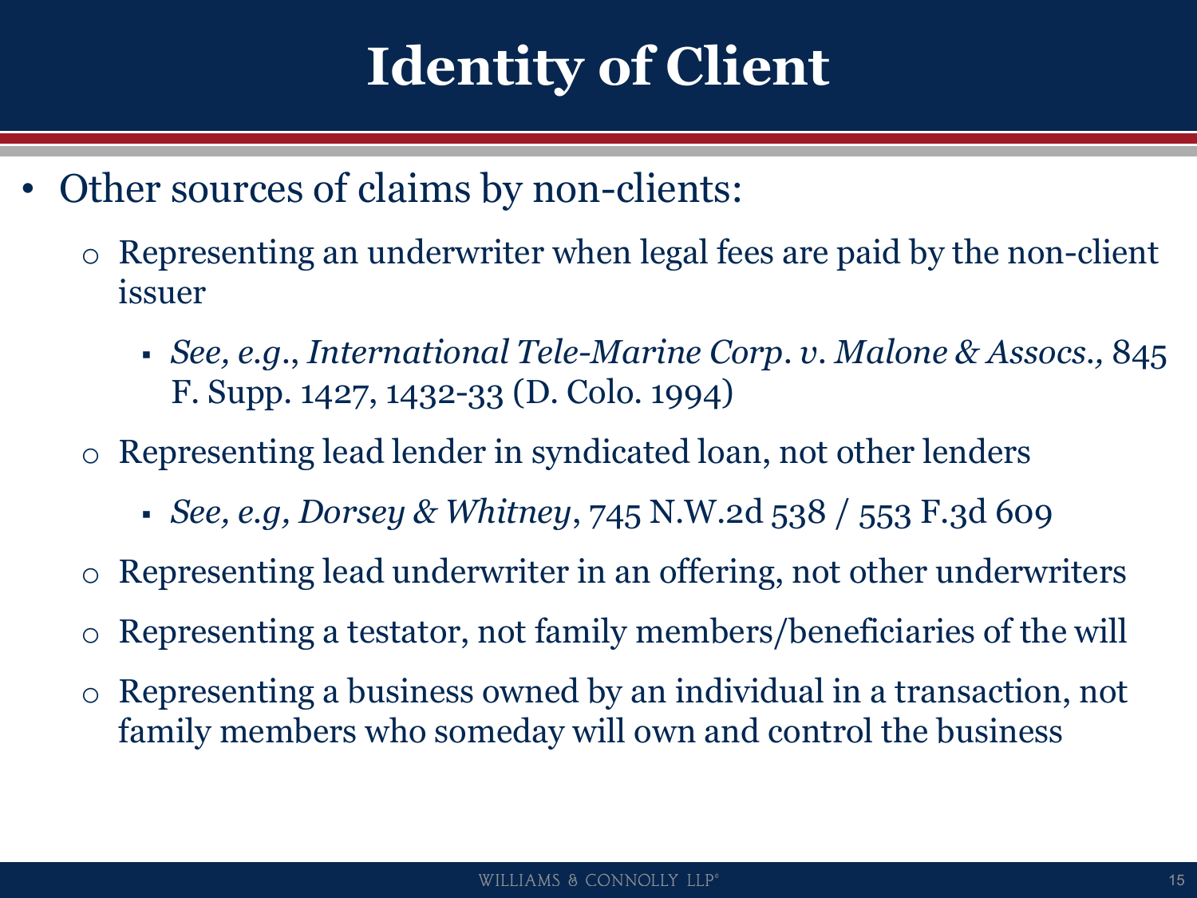# Identity of Client

- Other sources of claims by non-clients:
  - Representing an underwriter when legal fees are paid by the non-client issuer
    - *See, e.g.*, *International Tele-Marine Corp. v. Malone & Assocs.,* 845 F. Supp. 1427, 1432-33 (D. Colo. 1994)
  - Representing lead lender in syndicated loan, not other lenders
    - *See, e.g, Dorsey & Whitney*, 745 N.W.2d 538 / 553 F.3d 609
  - Representing lead underwriter in an offering, not other underwriters
  - Representing a testator, not family members/beneficiaries of the will
  - Representing a business owned by an individual in a transaction, not family members who someday will own and control the business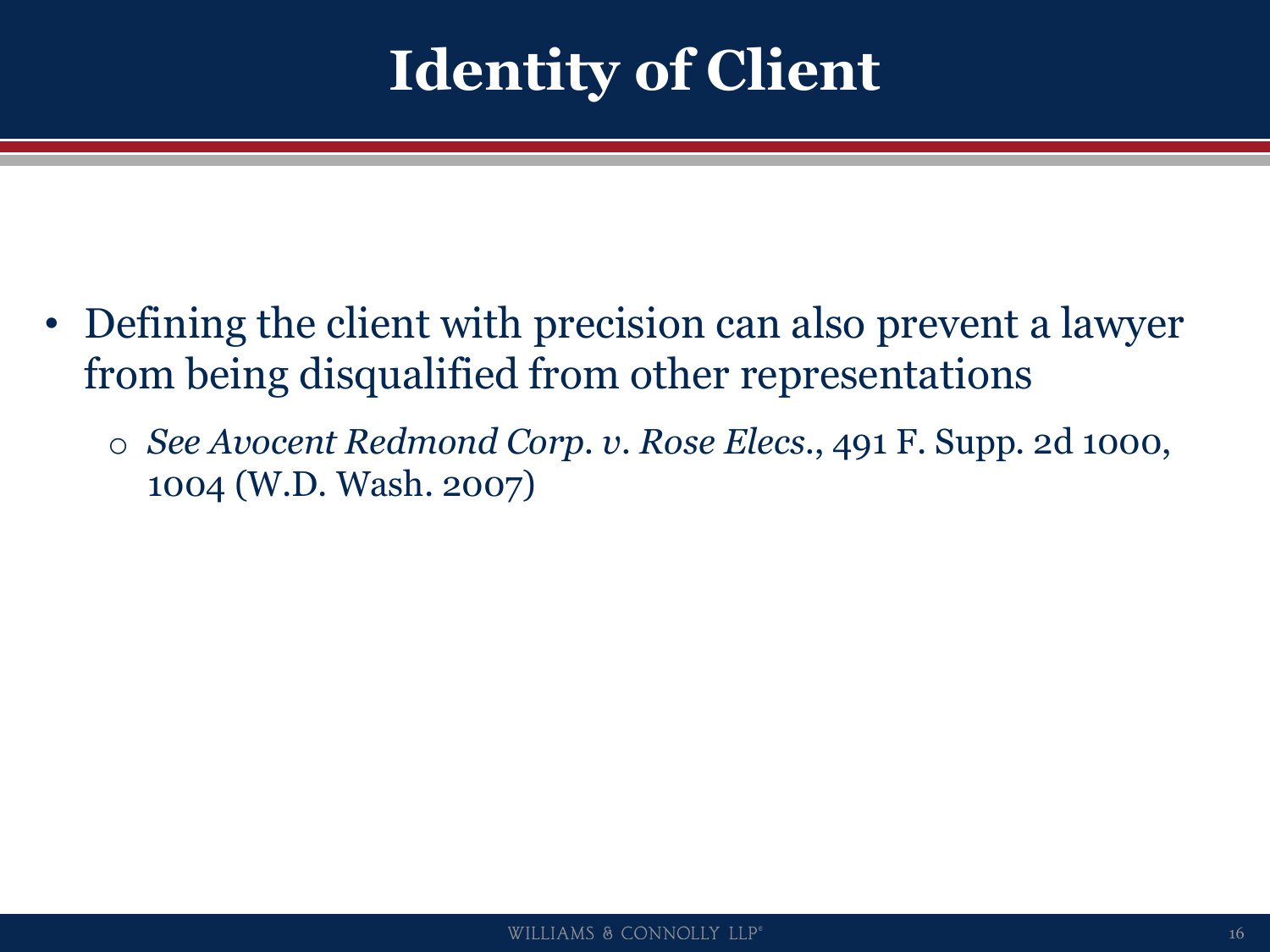# Identity of Client

- Defining the client with precision can also prevent a lawyer from being disqualified from other representations
  - *See Avocent Redmond Corp. v. Rose Elecs.*, 491 F. Supp. 2d 1000, 1004 (W.D. Wash. 2007)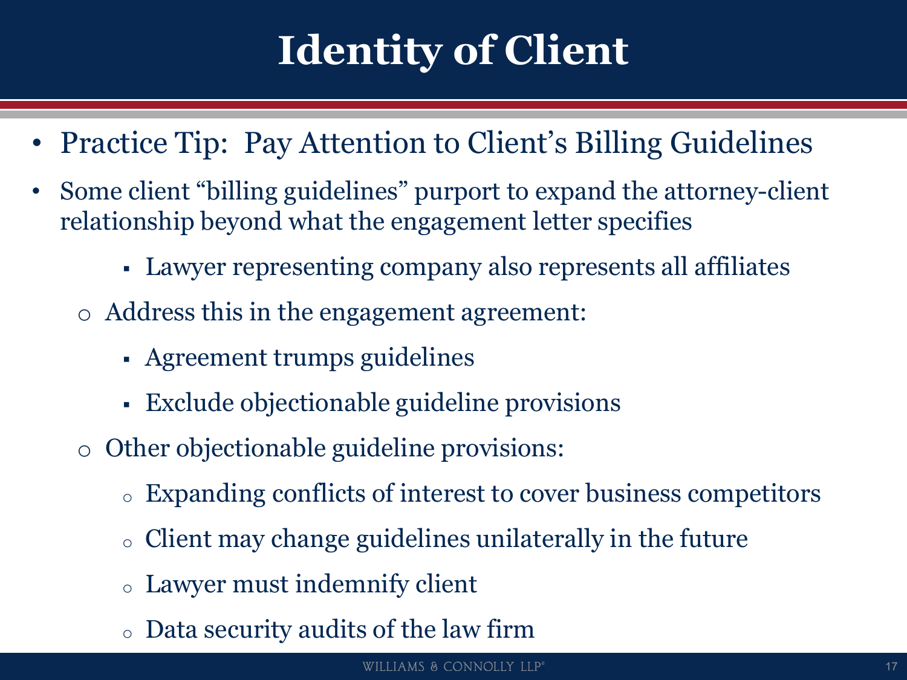# Identity of Client

- Practice Tip: Pay Attention to Client's Billing Guidelines
- Some client "billing guidelines" purport to expand the attorney-client relationship beyond what the engagement letter specifies
    - Lawyer representing company also represents all affiliates
  - Address this in the engagement agreement:
    - Agreement trumps guidelines
    - Exclude objectionable guideline provisions
  - Other objectionable guideline provisions:
    - Expanding conflicts of interest to cover business competitors
    - Client may change guidelines unilaterally in the future
    - Lawyer must indemnify client
    - Data security audits of the law firm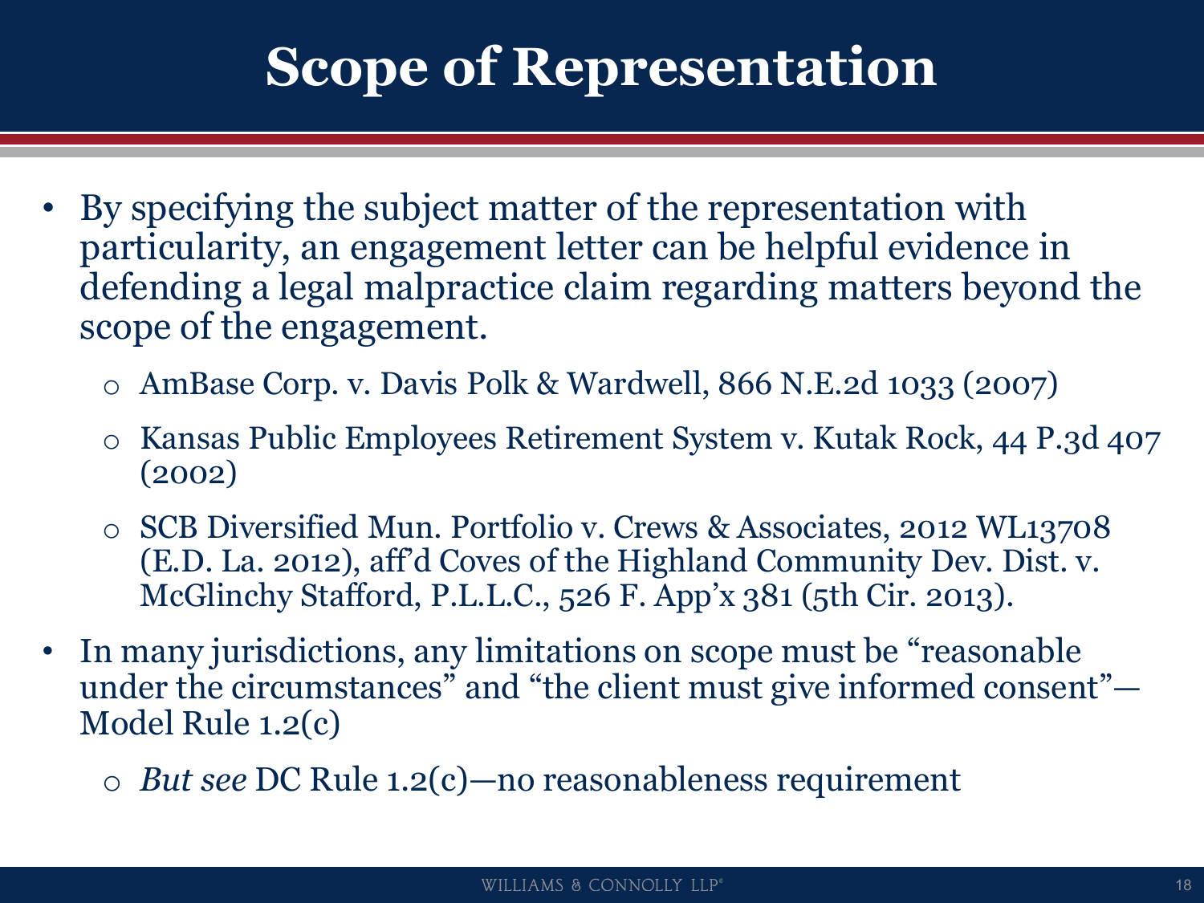# Scope of Representation

- By specifying the subject matter of the representation with particularity, an engagement letter can be helpful evidence in defending a legal malpractice claim regarding matters beyond the scope of the engagement.
  - AmBase Corp. v. Davis Polk & Wardwell, 866 N.E.2d 1033 (2007)
  - Kansas Public Employees Retirement System v. Kutak Rock, 44 P.3d 407 (2002)
  - SCB Diversified Mun. Portfolio v. Crews & Associates, 2012 WL13708 (E.D. La. 2012), aff'd Coves of the Highland Community Dev. Dist. v. McGlinchy Stafford, P.L.L.C., 526 F. App'x 381 (5th Cir. 2013).
- In many jurisdictions, any limitations on scope must be "reasonable under the circumstances" and "the client must give informed consent"—Model Rule 1.2(c)
  - *But see* DC Rule 1.2(c)—no reasonableness requirement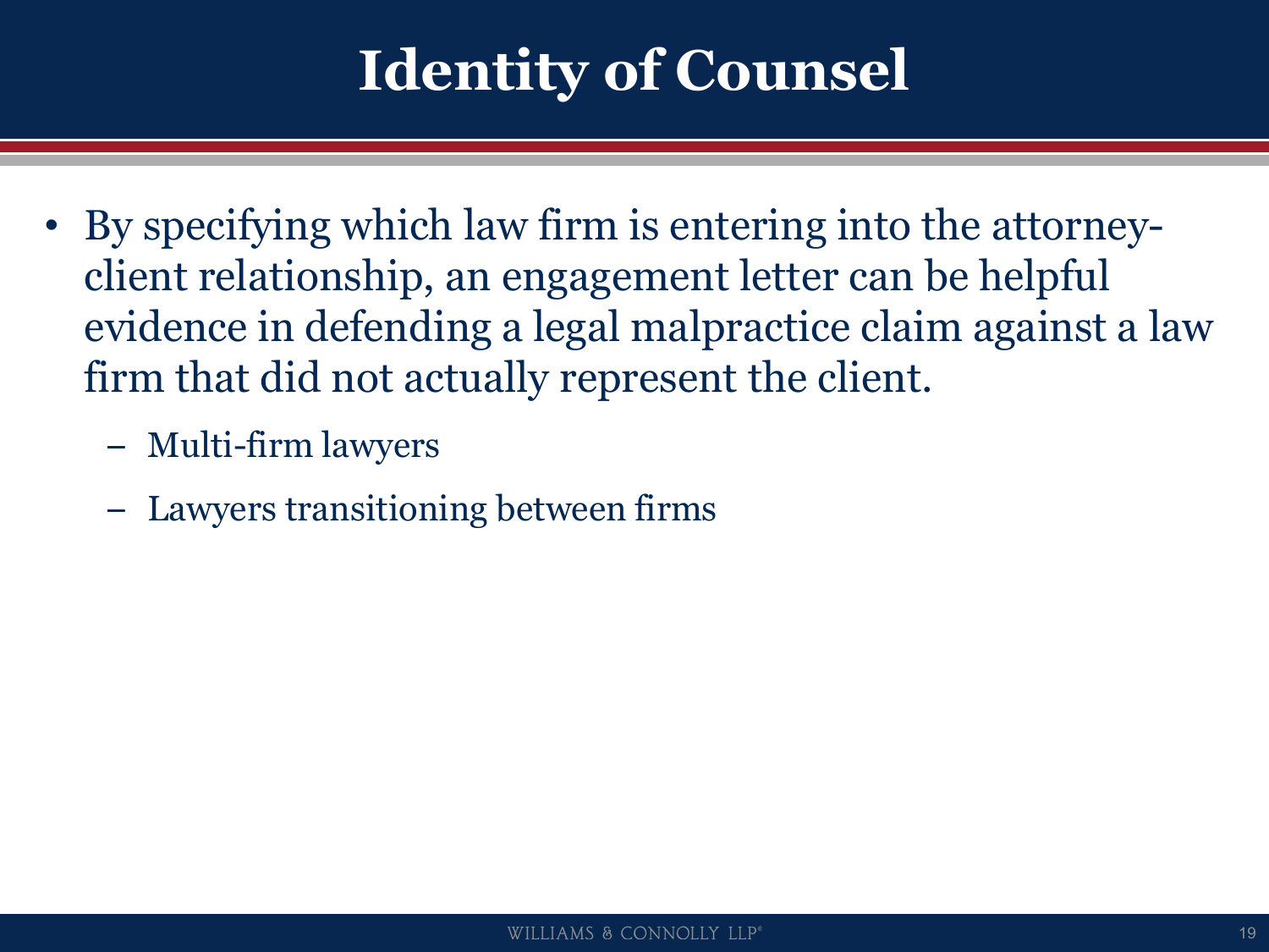# Identity of Counsel

- By specifying which law firm is entering into the attorney-client relationship, an engagement letter can be helpful evidence in defending a legal malpractice claim against a law firm that did not actually represent the client.
  - Multi-firm lawyers
  - Lawyers transitioning between firms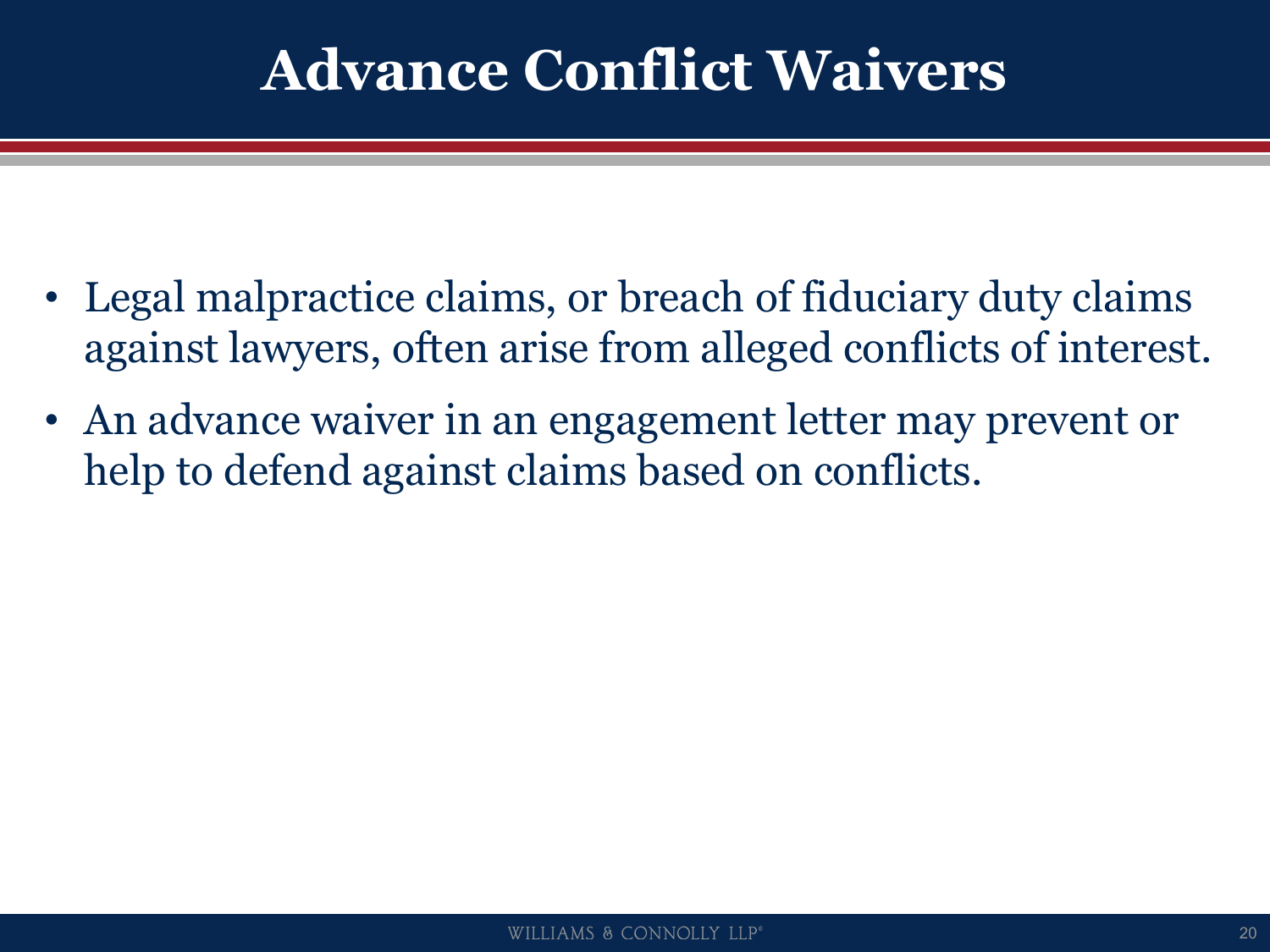# Advance Conflict Waivers

- Legal malpractice claims, or breach of fiduciary duty claims against lawyers, often arise from alleged conflicts of interest.
- An advance waiver in an engagement letter may prevent or help to defend against claims based on conflicts.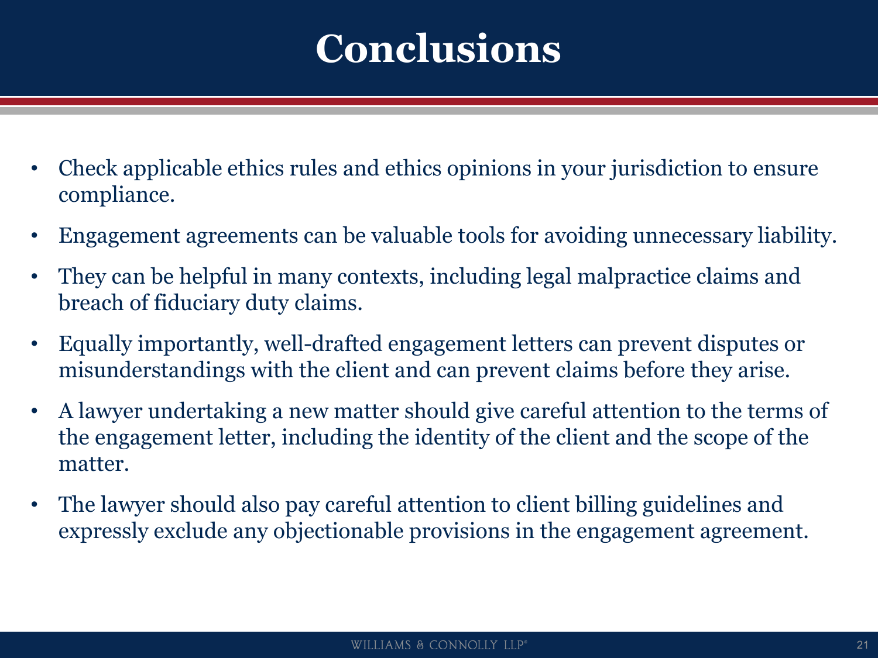# Conclusions

- Check applicable ethics rules and ethics opinions in your jurisdiction to ensure compliance.
- Engagement agreements can be valuable tools for avoiding unnecessary liability.
- They can be helpful in many contexts, including legal malpractice claims and breach of fiduciary duty claims.
- Equally importantly, well-drafted engagement letters can prevent disputes or misunderstandings with the client and can prevent claims before they arise.
- A lawyer undertaking a new matter should give careful attention to the terms of the engagement letter, including the identity of the client and the scope of the matter.
- The lawyer should also pay careful attention to client billing guidelines and expressly exclude any objectionable provisions in the engagement agreement.